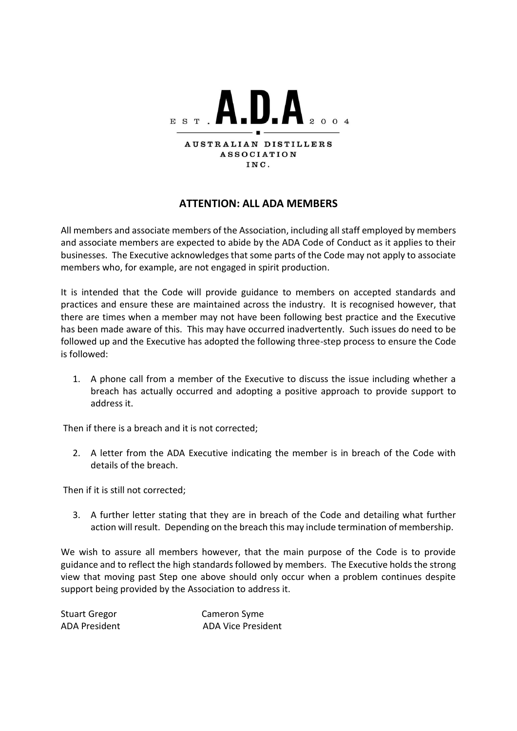EST. **A.D.A** 2004

AUSTRALIAN DISTILLERS ASSOCIATION INC.

## ATTENTION: ALL ADA MEMBERS

All members and associate members of the Association, including all staff employed by members and associate members are expected to abide by the ADA Code of Conduct as it applies to their businesses. The Executive acknowledges that some parts of the Code may not apply to associate members who, for example, are not engaged in spirit production.

It is intended that the Code will provide guidance to members on accepted standards and practices and ensure these are maintained across the industry. It is recognised however, that there are times when a member may not have been following best practice and the Executive has been made aware of this. This may have occurred inadvertently. Such issues do need to be followed up and the Executive has adopted the following three-step process to ensure the Code is followed:

1. A phone call from a member of the Executive to discuss the issue including whether a breach has actually occurred and adopting a positive approach to provide support to address it.

Then if there is a breach and it is not corrected;

2. A letter from the ADA Executive indicating the member is in breach of the Code with details of the breach.

Then if it is still not corrected;

3. A further letter stating that they are in breach of the Code and detailing what further action will result. Depending on the breach this may include termination of membership.

We wish to assure all members however, that the main purpose of the Code is to provide guidance and to reflect the high standards followed by members. The Executive holds the strong view that moving past Step one above should only occur when a problem continues despite support being provided by the Association to address it.

Stuart Gregor
ADA President

Cameron Syme
ADA Vice President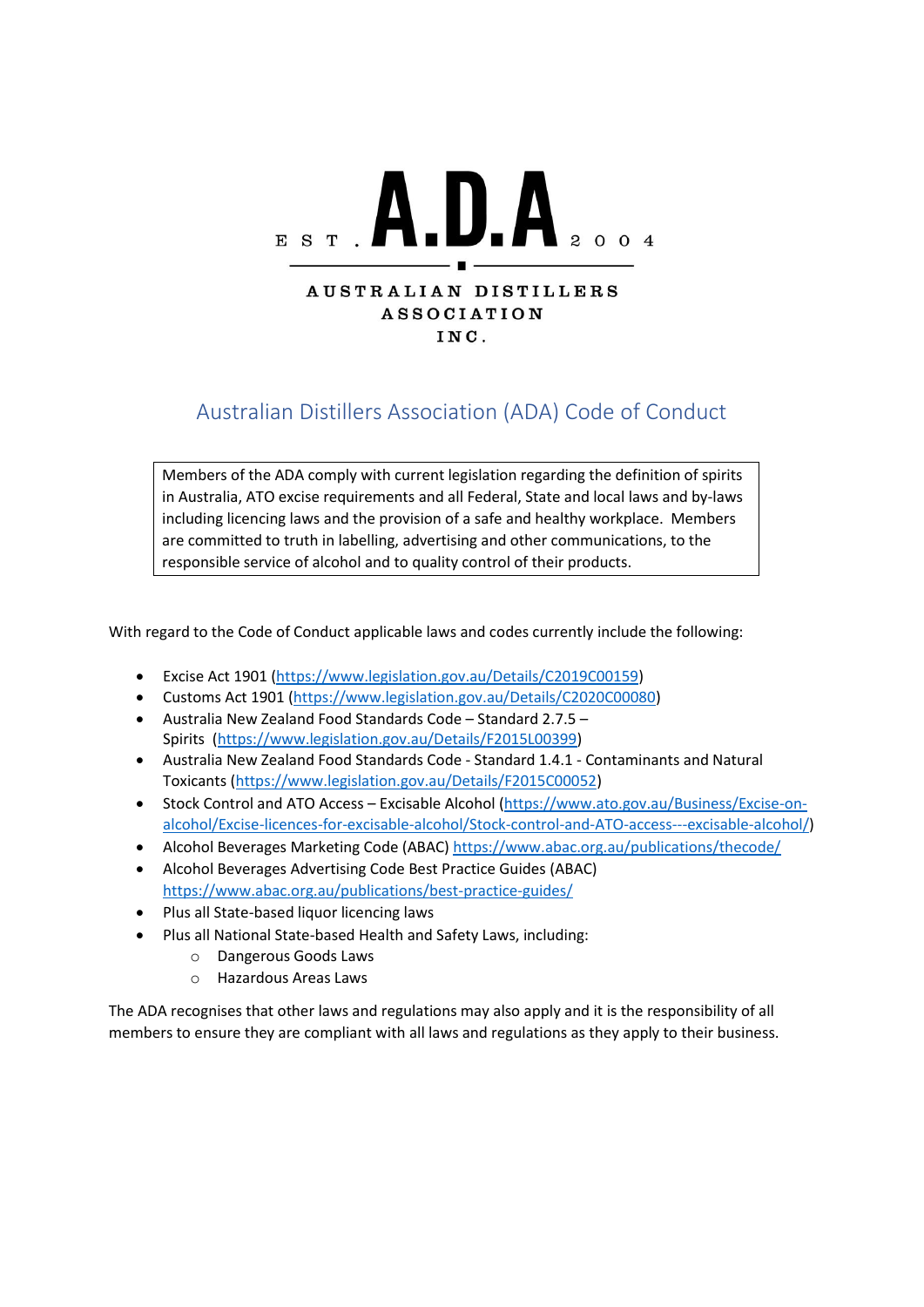EST. A.D.A 2004

AUSTRALIAN DISTILLERS ASSOCIATION INC.

# Australian Distillers Association (ADA) Code of Conduct

> Members of the ADA comply with current legislation regarding the definition of spirits in Australia, ATO excise requirements and all Federal, State and local laws and by-laws including licencing laws and the provision of a safe and healthy workplace. Members are committed to truth in labelling, advertising and other communications, to the responsible service of alcohol and to quality control of their products.

With regard to the Code of Conduct applicable laws and codes currently include the following:

- Excise Act 1901 (https://www.legislation.gov.au/Details/C2019C00159)
- Customs Act 1901 (https://www.legislation.gov.au/Details/C2020C00080)
- Australia New Zealand Food Standards Code – Standard 2.7.5 – Spirits (https://www.legislation.gov.au/Details/F2015L00399)
- Australia New Zealand Food Standards Code - Standard 1.4.1 - Contaminants and Natural Toxicants (https://www.legislation.gov.au/Details/F2015C00052)
- Stock Control and ATO Access – Excisable Alcohol (https://www.ato.gov.au/Business/Excise-on-alcohol/Excise-licences-for-excisable-alcohol/Stock-control-and-ATO-access---excisable-alcohol/)
- Alcohol Beverages Marketing Code (ABAC) https://www.abac.org.au/publications/thecode/
- Alcohol Beverages Advertising Code Best Practice Guides (ABAC) https://www.abac.org.au/publications/best-practice-guides/
- Plus all State-based liquor licencing laws
- Plus all National State-based Health and Safety Laws, including:
  - Dangerous Goods Laws
  - Hazardous Areas Laws

The ADA recognises that other laws and regulations may also apply and it is the responsibility of all members to ensure they are compliant with all laws and regulations as they apply to their business.